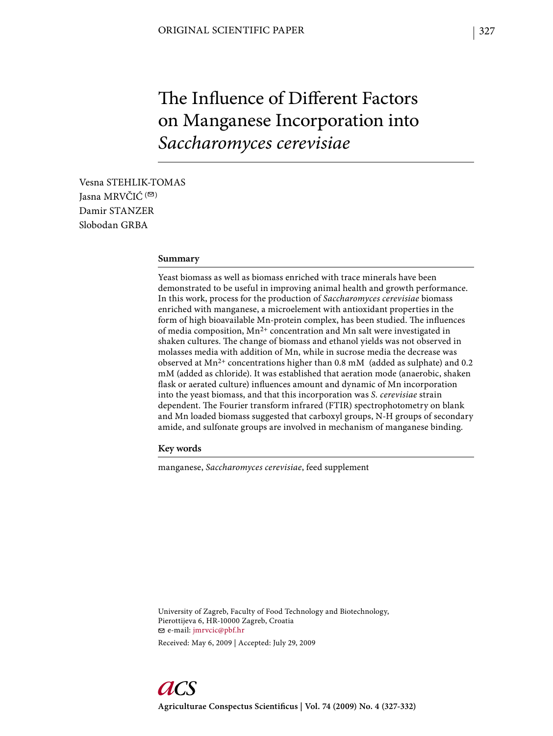# The Influence of Different Factors on Manganese Incorporation into *Saccharomyces cerevisiae*

Vesna STEHLIK-TOMAS
Jasna MRVČIĆ (✉)
Damir STANZER
Slobodan GRBA

## Summary

Yeast biomass as well as biomass enriched with trace minerals have been demonstrated to be useful in improving animal health and growth performance. In this work, process for the production of *Saccharomyces cerevisiae* biomass enriched with manganese, a microelement with antioxidant properties in the form of high bioavailable Mn-protein complex, has been studied. The influences of media composition, $Mn^{2+}$ concentration and Mn salt were investigated in shaken cultures. The change of biomass and ethanol yields was not observed in molasses media with addition of Mn, while in sucrose media the decrease was observed at $Mn^{2+}$ concentrations higher than 0.8 mM (added as sulphate) and 0.2 mM (added as chloride). It was established that aeration mode (anaerobic, shaken flask or aerated culture) influences amount and dynamic of Mn incorporation into the yeast biomass, and that this incorporation was *S. cerevisiae* strain dependent. The Fourier transform infrared (FTIR) spectrophotometry on blank and Mn loaded biomass suggested that carboxyl groups, N-H groups of secondary amide, and sulfonate groups are involved in mechanism of manganese binding.

## Key words

manganese, *Saccharomyces cerevisiae*, feed supplement

University of Zagreb, Faculty of Food Technology and Biotechnology,
Pierottijeva 6, HR-10000 Zagreb, Croatia
✉ e-mail: jmrvcic@pbf.hr

Received: May 6, 2009 | Accepted: July 29, 2009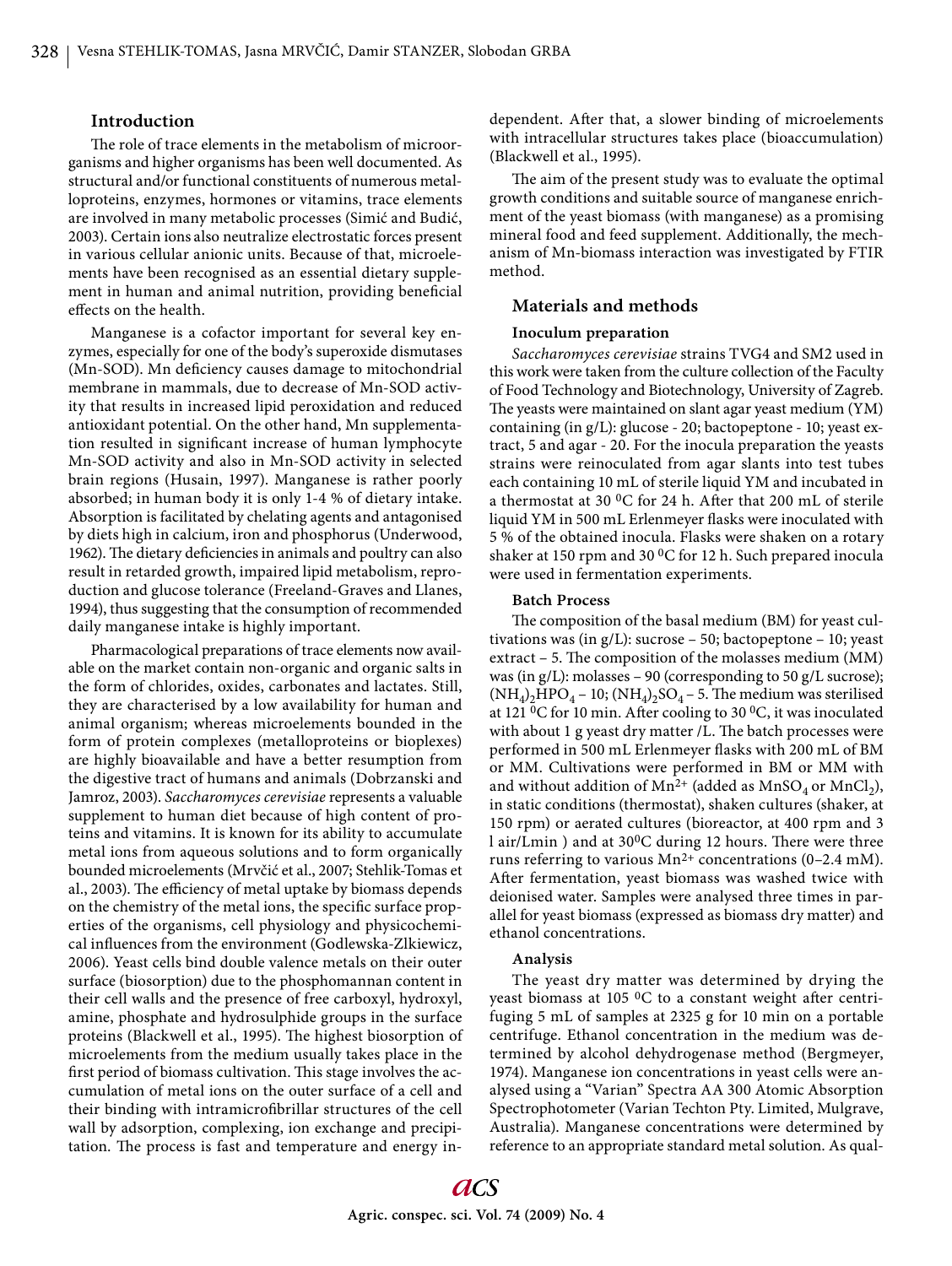## Introduction

The role of trace elements in the metabolism of microorganisms and higher organisms has been well documented. As structural and/or functional constituents of numerous metalloproteins, enzymes, hormones or vitamins, trace elements are involved in many metabolic processes (Simić and Budić, 2003). Certain ions also neutralize electrostatic forces present in various cellular anionic units. Because of that, microelements have been recognised as an essential dietary supplement in human and animal nutrition, providing beneficial effects on the health.

Manganese is a cofactor important for several key enzymes, especially for one of the body's superoxide dismutases (Mn-SOD). Mn deficiency causes damage to mitochondrial membrane in mammals, due to decrease of Mn-SOD activity that results in increased lipid peroxidation and reduced antioxidant potential. On the other hand, Mn supplementation resulted in significant increase of human lymphocyte Mn-SOD activity and also in Mn-SOD activity in selected brain regions (Husain, 1997). Manganese is rather poorly absorbed; in human body it is only 1-4 % of dietary intake. Absorption is facilitated by chelating agents and antagonised by diets high in calcium, iron and phosphorus (Underwood, 1962). The dietary deficiencies in animals and poultry can also result in retarded growth, impaired lipid metabolism, reproduction and glucose tolerance (Freeland-Graves and Llanes, 1994), thus suggesting that the consumption of recommended daily manganese intake is highly important.

Pharmacological preparations of trace elements now available on the market contain non-organic and organic salts in the form of chlorides, oxides, carbonates and lactates. Still, they are characterised by a low availability for human and animal organism; whereas microelements bounded in the form of protein complexes (metalloproteins or bioplexes) are highly bioavailable and have a better resumption from the digestive tract of humans and animals (Dobrzanski and Jamroz, 2003). *Saccharomyces cerevisiae* represents a valuable supplement to human diet because of high content of proteins and vitamins. It is known for its ability to accumulate metal ions from aqueous solutions and to form organically bounded microelements (Mrvčić et al., 2007; Stehlik-Tomas et al., 2003). The efficiency of metal uptake by biomass depends on the chemistry of the metal ions, the specific surface properties of the organisms, cell physiology and physicochemical influences from the environment (Godlewska-Zlkiewicz, 2006). Yeast cells bind double valence metals on their outer surface (biosorption) due to the phosphomannan content in their cell walls and the presence of free carboxyl, hydroxyl, amine, phosphate and hydrosulphide groups in the surface proteins (Blackwell et al., 1995). The highest biosorption of microelements from the medium usually takes place in the first period of biomass cultivation. This stage involves the accumulation of metal ions on the outer surface of a cell and their binding with intramicrofibrillar structures of the cell wall by adsorption, complexing, ion exchange and precipitation. The process is fast and temperature and energy independent. After that, a slower binding of microelements with intracellular structures takes place (bioaccumulation) (Blackwell et al., 1995).

The aim of the present study was to evaluate the optimal growth conditions and suitable source of manganese enrichment of the yeast biomass (with manganese) as a promising mineral food and feed supplement. Additionally, the mechanism of Mn-biomass interaction was investigated by FTIR method.

## Materials and methods

### Inoculum preparation

*Saccharomyces cerevisiae* strains TVG4 and SM2 used in this work were taken from the culture collection of the Faculty of Food Technology and Biotechnology, University of Zagreb. The yeasts were maintained on slant agar yeast medium (YM) containing (in g/L): glucose - 20; bactopeptone - 10; yeast extract, 5 and agar - 20. For the inocula preparation the yeasts strains were reinoculated from agar slants into test tubes each containing 10 mL of sterile liquid YM and incubated in a thermostat at 30 $^0$C for 24 h. After that 200 mL of sterile liquid YM in 500 mL Erlenmeyer flasks were inoculated with 5 % of the obtained inocula. Flasks were shaken on a rotary shaker at 150 rpm and 30 $^0$C for 12 h. Such prepared inocula were used in fermentation experiments.

### Batch Process

The composition of the basal medium (BM) for yeast cultivations was (in g/L): sucrose – 50; bactopeptone – 10; yeast extract – 5. The composition of the molasses medium (MM) was (in g/L): molasses – 90 (corresponding to 50 g/L sucrose); $(NH_4)_2HPO_4$ – 10; $(NH_4)_2SO_4$ – 5. The medium was sterilised at 121 $^0$C for 10 min. After cooling to 30 $^0$C, it was inoculated with about 1 g yeast dry matter /L. The batch processes were performed in 500 mL Erlenmeyer flasks with 200 mL of BM or MM. Cultivations were performed in BM or MM with and without addition of $Mn^{2+}$ (added as $MnSO_4$ or $MnCl_2$), in static conditions (thermostat), shaken cultures (shaker, at 150 rpm) or aerated cultures (bioreactor, at 400 rpm and 3 l air/Lmin ) and at 30$^0$C during 12 hours. There were three runs referring to various $Mn^{2+}$ concentrations (0–2.4 mM). After fermentation, yeast biomass was washed twice with deionised water. Samples were analysed three times in parallel for yeast biomass (expressed as biomass dry matter) and ethanol concentrations.

### Analysis

The yeast dry matter was determined by drying the yeast biomass at 105 $^0$C to a constant weight after centrifuging 5 mL of samples at 2325 g for 10 min on a portable centrifuge. Ethanol concentration in the medium was determined by alcohol dehydrogenase method (Bergmeyer, 1974). Manganese ion concentrations in yeast cells were analysed using a "Varian" Spectra AA 300 Atomic Absorption Spectrophotometer (Varian Techton Pty. Limited, Mulgrave, Australia). Manganese concentrations were determined by reference to an appropriate standard metal solution. As qual-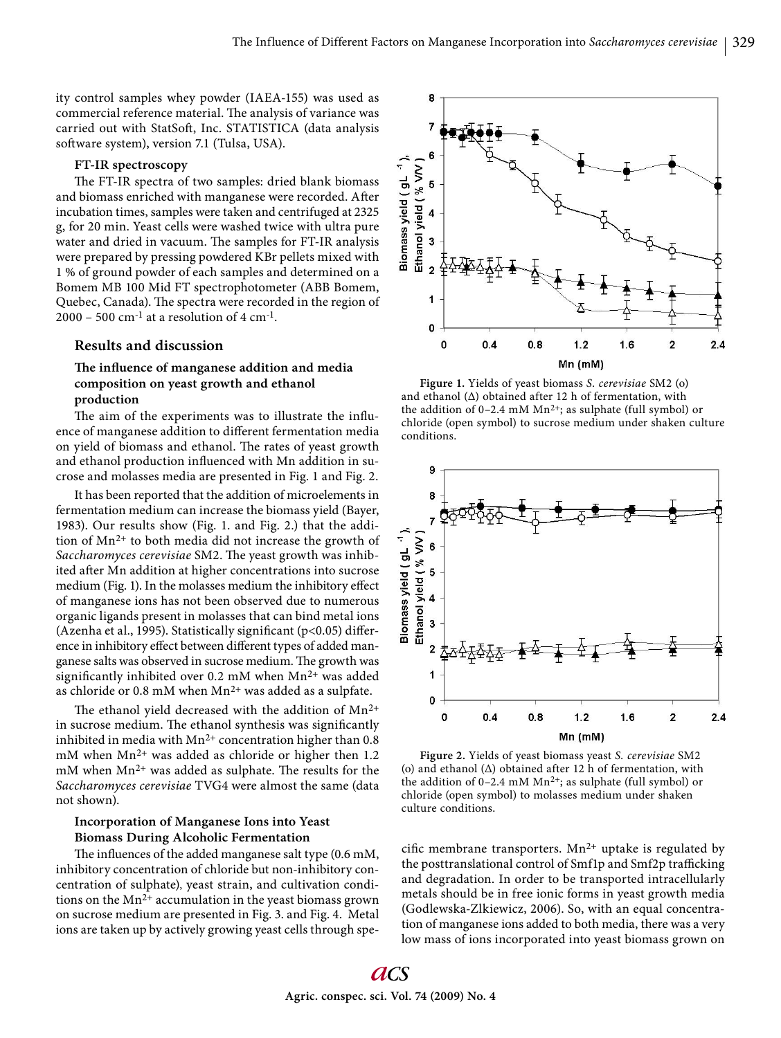ity control samples whey powder (IAEA-155) was used as commercial reference material. The analysis of variance was carried out with StatSoft, Inc. STATISTICA (data analysis software system), version 7.1 (Tulsa, USA).

**FT-IR spectroscopy**

The FT-IR spectra of two samples: dried blank biomass and biomass enriched with manganese were recorded. After incubation times, samples were taken and centrifuged at 2325 g, for 20 min. Yeast cells were washed twice with ultra pure water and dried in vacuum. The samples for FT-IR analysis were prepared by pressing powdered KBr pellets mixed with 1 % of ground powder of each samples and determined on a Bomem MB 100 Mid FT spectrophotometer (ABB Bomem, Quebec, Canada). The spectra were recorded in the region of 2000 – 500 $cm^{-1}$ at a resolution of 4 $cm^{-1}$.

## Results and discussion

### The influence of manganese addition and media composition on yeast growth and ethanol production

The aim of the experiments was to illustrate the influence of manganese addition to different fermentation media on yield of biomass and ethanol. The rates of yeast growth and ethanol production influenced with Mn addition in sucrose and molasses media are presented in Fig. 1 and Fig. 2.

It has been reported that the addition of microelements in fermentation medium can increase the biomass yield (Bayer, 1983). Our results show (Fig. 1. and Fig. 2.) that the addition of $Mn^{2+}$ to both media did not increase the growth of *Saccharomyces cerevisiae* SM2. The yeast growth was inhibited after Mn addition at higher concentrations into sucrose medium (Fig. 1). In the molasses medium the inhibitory effect of manganese ions has not been observed due to numerous organic ligands present in molasses that can bind metal ions (Azenha et al., 1995). Statistically significant ($p<0.05$) difference in inhibitory effect between different types of added manganese salts was observed in sucrose medium. The growth was significantly inhibited over 0.2 mM when $Mn^{2+}$ was added as chloride or 0.8 mM when $Mn^{2+}$ was added as a sulfpate.

The ethanol yield decreased with the addition of $Mn^{2+}$ in sucrose medium. The ethanol synthesis was significantly inhibited in media with $Mn^{2+}$ concentration higher than 0.8 mM when $Mn^{2+}$ was added as chloride or higher then 1.2 mM when $Mn^{2+}$ was added as sulphate. The results for the *Saccharomyces cerevisiae* TVG4 were almost the same (data not shown).

### Incorporation of Manganese Ions into Yeast Biomass During Alcoholic Fermentation

The influences of the added manganese salt type (0.6 mM, inhibitory concentration of chloride but non-inhibitory concentration of sulphate), yeast strain, and cultivation conditions on the $Mn^{2+}$ accumulation in the yeast biomass grown on sucrose medium are presented in Fig. 3. and Fig. 4. Metal ions are taken up by actively growing yeast cells through specific membrane transporters. $Mn^{2+}$ uptake is regulated by the posttranslational control of Smf1p and Smf2p trafficking and degradation. In order to be transported intracellularly metals should be in free ionic forms in yeast growth media (Godlewska-Zlkiewicz, 2006). So, with an equal concentration of manganese ions added to both media, there was a very low mass of ions incorporated into yeast biomass grown on

**Figure 1.** Yields of yeast biomass *S. cerevisiae* SM2 (o) and ethanol (Δ) obtained after 12 h of fermentation, with the addition of 0–2.4 mM $Mn^{2+}$; as sulphate (full symbol) or chloride (open symbol) to sucrose medium under shaken culture conditions.

**Figure 2.** Yields of yeast biomass yeast *S. cerevisiae* SM2 (o) and ethanol (Δ) obtained after 12 h of fermentation, with the addition of 0–2.4 mM $Mn^{2+}$; as sulphate (full symbol) or chloride (open symbol) to molasses medium under shaken culture conditions.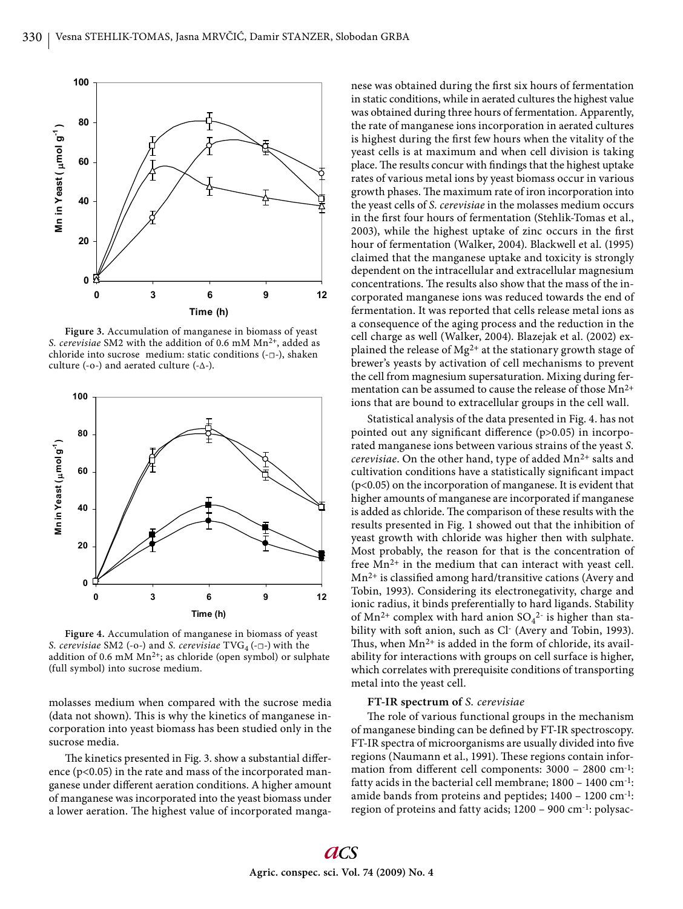Figure 3. Accumulation of manganese in biomass of yeast *S. cerevisiae* SM2 with the addition of 0.6 mM $Mn^{2+}$, added as chloride into sucrose medium: static conditions (-□-), shaken culture (-o-) and aerated culture (-Δ-).

Figure 4. Accumulation of manganese in biomass of yeast *S. cerevisiae* SM2 (-o-) and *S. cerevisiae* $TVG_4$ (-□-) with the addition of 0.6 mM $Mn^{2+}$; as chloride (open symbol) or sulphate (full symbol) into sucrose medium.

molasses medium when compared with the sucrose media (data not shown). This is why the kinetics of manganese incorporation into yeast biomass has been studied only in the sucrose media.

The kinetics presented in Fig. 3. show a substantial difference ($p<0.05$) in the rate and mass of the incorporated manganese under different aeration conditions. A higher amount of manganese was incorporated into the yeast biomass under a lower aeration. The highest value of incorporated manganese was obtained during the first six hours of fermentation in static conditions, while in aerated cultures the highest value was obtained during three hours of fermentation. Apparently, the rate of manganese ions incorporation in aerated cultures is highest during the first few hours when the vitality of the yeast cells is at maximum and when cell division is taking place. The results concur with findings that the highest uptake rates of various metal ions by yeast biomass occur in various growth phases. The maximum rate of iron incorporation into the yeast cells of *S. cerevisiae* in the molasses medium occurs in the first four hours of fermentation (Stehlik-Tomas et al., 2003), while the highest uptake of zinc occurs in the first hour of fermentation (Walker, 2004). Blackwell et al. (1995) claimed that the manganese uptake and toxicity is strongly dependent on the intracellular and extracellular magnesium concentrations. The results also show that the mass of the incorporated manganese ions was reduced towards the end of fermentation. It was reported that cells release metal ions as a consequence of the aging process and the reduction in the cell charge as well (Walker, 2004). Blazejak et al. (2002) explained the release of $Mg^{2+}$ at the stationary growth stage of brewer's yeasts by activation of cell mechanisms to prevent the cell from magnesium supersaturation. Mixing during fermentation can be assumed to cause the release of those $Mn^{2+}$ ions that are bound to extracellular groups in the cell wall.

Statistical analysis of the data presented in Fig. 4. has not pointed out any significant difference ($p>0.05$) in incorporated manganese ions between various strains of the yeast *S. cerevisiae*. On the other hand, type of added $Mn^{2+}$ salts and cultivation conditions have a statistically significant impact ($p<0.05$) on the incorporation of manganese. It is evident that higher amounts of manganese are incorporated if manganese is added as chloride. The comparison of these results with the results presented in Fig. 1 showed out that the inhibition of yeast growth with chloride was higher then with sulphate. Most probably, the reason for that is the concentration of free $Mn^{2+}$ in the medium that can interact with yeast cell. $Mn^{2+}$ is classified among hard/transitive cations (Avery and Tobin, 1993). Considering its electronegativity, charge and ionic radius, it binds preferentially to hard ligands. Stability of $Mn^{2+}$ complex with hard anion $SO_4^{2-}$ is higher than stability with soft anion, such as $Cl^-$ (Avery and Tobin, 1993). Thus, when $Mn^{2+}$ is added in the form of chloride, its availability for interactions with groups on cell surface is higher, which correlates with prerequisite conditions of transporting metal into the yeast cell.

### FT-IR spectrum of *S. cerevisiae*

The role of various functional groups in the mechanism of manganese binding can be defined by FT-IR spectroscopy. FT-IR spectra of microorganisms are usually divided into five regions (Naumann et al., 1991). These regions contain information from different cell components: 3000 – 2800 $cm^{-1}$: fatty acids in the bacterial cell membrane; 1800 – 1400 $cm^{-1}$: amide bands from proteins and peptides; 1400 – 1200 $cm^{-1}$: region of proteins and fatty acids; 1200 – 900 $cm^{-1}$: polysac-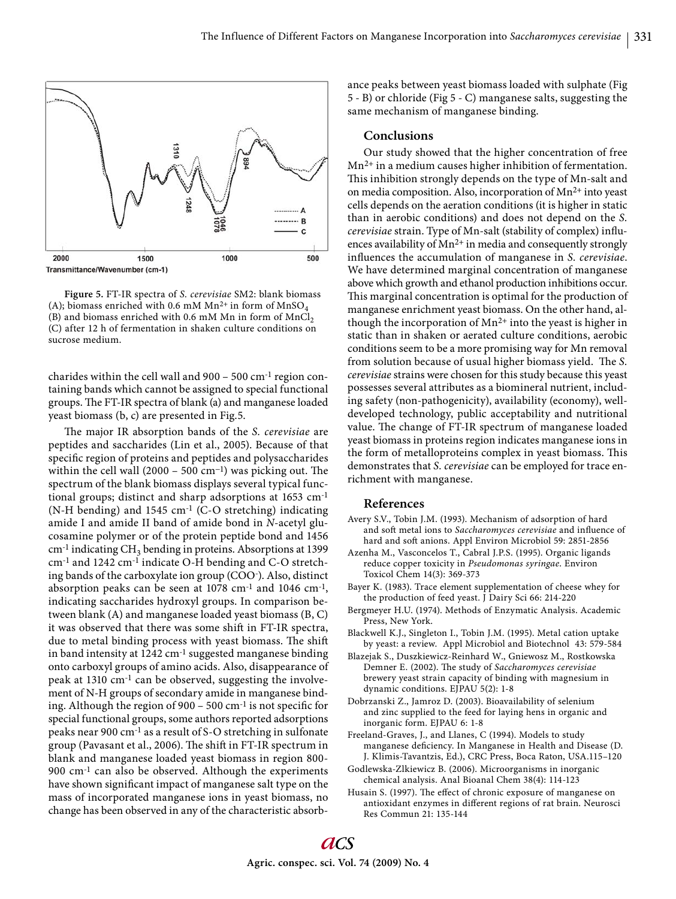Figure 5. FT-IR spectra of *S. cerevisiae* SM2: blank biomass (A); biomass enriched with 0.6 mM $Mn^{2+}$ in form of $MnSO_4$ (B) and biomass enriched with 0.6 mM Mn in form of $MnCl_2$ (C) after 12 h of fermentation in shaken culture conditions on sucrose medium.

charides within the cell wall and 900 – 500 $cm^{-1}$ region containing bands which cannot be assigned to special functional groups. The FT-IR spectra of blank (a) and manganese loaded yeast biomass (b, c) are presented in Fig.5.

The major IR absorption bands of the *S. cerevisiae* are peptides and saccharides (Lin et al., 2005). Because of that specific region of proteins and peptides and polysaccharides within the cell wall (2000 – 500 $cm^{-1}$) was picking out. The spectrum of the blank biomass displays several typical functional groups; distinct and sharp adsorptions at 1653 $cm^{-1}$ (N-H bending) and 1545 $cm^{-1}$ (C-O stretching) indicating amide I and amide II band of amide bond in *N*-acetyl glucosamine polymer or of the protein peptide bond and 1456 $cm^{-1}$ indicating $CH_3$ bending in proteins. Absorptions at 1399 $cm^{-1}$ and 1242 $cm^{-1}$ indicate O-H bending and C-O stretching bands of the carboxylate ion group ($COO^-$). Also, distinct absorption peaks can be seen at 1078 $cm^{-1}$ and 1046 $cm^{-1}$, indicating saccharides hydroxyl groups. In comparison between blank (A) and manganese loaded yeast biomass (B, C) it was observed that there was some shift in FT-IR spectra, due to metal binding process with yeast biomass. The shift in band intensity at 1242 $cm^{-1}$ suggested manganese binding onto carboxyl groups of amino acids. Also, disappearance of peak at 1310 $cm^{-1}$ can be observed, suggesting the involvement of N-H groups of secondary amide in manganese binding. Although the region of 900 – 500 $cm^{-1}$ is not specific for special functional groups, some authors reported adsorptions peaks near 900 $cm^{-1}$ as a result of S-O stretching in sulfonate group (Pavasant et al., 2006). The shift in FT-IR spectrum in blank and manganese loaded yeast biomass in region 800-900 $cm^{-1}$ can also be observed. Although the experiments have shown significant impact of manganese salt type on the mass of incorporated manganese ions in yeast biomass, no change has been observed in any of the characteristic absorbance peaks between yeast biomass loaded with sulphate (Fig 5 - B) or chloride (Fig 5 - C) manganese salts, suggesting the same mechanism of manganese binding.

## Conclusions

Our study showed that the higher concentration of free $Mn^{2+}$ in a medium causes higher inhibition of fermentation. This inhibition strongly depends on the type of Mn-salt and on media composition. Also, incorporation of $Mn^{2+}$ into yeast cells depends on the aeration conditions (it is higher in static than in aerobic conditions) and does not depend on the *S. cerevisiae* strain. Type of Mn-salt (stability of complex) influences availability of $Mn^{2+}$ in media and consequently strongly influences the accumulation of manganese in *S. cerevisiae*. We have determined marginal concentration of manganese above which growth and ethanol production inhibitions occur. This marginal concentration is optimal for the production of manganese enrichment yeast biomass. On the other hand, although the incorporation of $Mn^{2+}$ into the yeast is higher in static than in shaken or aerated culture conditions, aerobic conditions seem to be a more promising way for Mn removal from solution because of usual higher biomass yield. The *S. cerevisiae* strains were chosen for this study because this yeast possesses several attributes as a biomineral nutrient, including safety (non-pathogenicity), availability (economy), well-developed technology, public acceptability and nutritional value. The change of FT-IR spectrum of manganese loaded yeast biomass in proteins region indicates manganese ions in the form of metalloproteins complex in yeast biomass. This demonstrates that *S. cerevisiae* can be employed for trace enrichment with manganese.

## References

Avery S.V., Tobin J.M. (1993). Mechanism of adsorption of hard and soft metal ions to *Saccharomyces cerevisiae* and influence of hard and soft anions. Appl Environ Microbiol 59: 2851-2856

Azenha M., Vasconcelos T., Cabral J.P.S. (1995). Organic ligands reduce copper toxicity in *Pseudomonas syringae*. Environ Toxicol Chem 14(3): 369-373

Bayer K. (1983). Trace element supplementation of cheese whey for the production of feed yeast. J Dairy Sci 66: 214-220

Bergmeyer H.U. (1974). Methods of Enzymatic Analysis. Academic Press, New York.

Blackwell K.J., Singleton I., Tobin J.M. (1995). Metal cation uptake by yeast: a review. Appl Microbiol and Biotechnol 43: 579-584

Blazejak S., Duszkiewicz-Reinhard W., Gniewosz M., Rostkowska Demner E. (2002). The study of *Saccharomyces cerevisiae* brewery yeast strain capacity of binding with magnesium in dynamic conditions. EJPAU 5(2): 1-8

Dobrzanski Z., Jamroz D. (2003). Bioavailability of selenium and zinc supplied to the feed for laying hens in organic and inorganic form. EJPAU 6: 1-8

Freeland-Graves, J., and Llanes, C (1994). Models to study manganese deficiency. In Manganese in Health and Disease (D. J. Klimis-Tavantzis, Ed.), CRC Press, Boca Raton, USA.115–120

Godlewska-Zlkiewicz B. (2006). Microorganisms in inorganic chemical analysis. Anal Bioanal Chem 38(4): 114-123

Husain S. (1997). The effect of chronic exposure of manganese on antioxidant enzymes in different regions of rat brain. Neurosci Res Commun 21: 135-144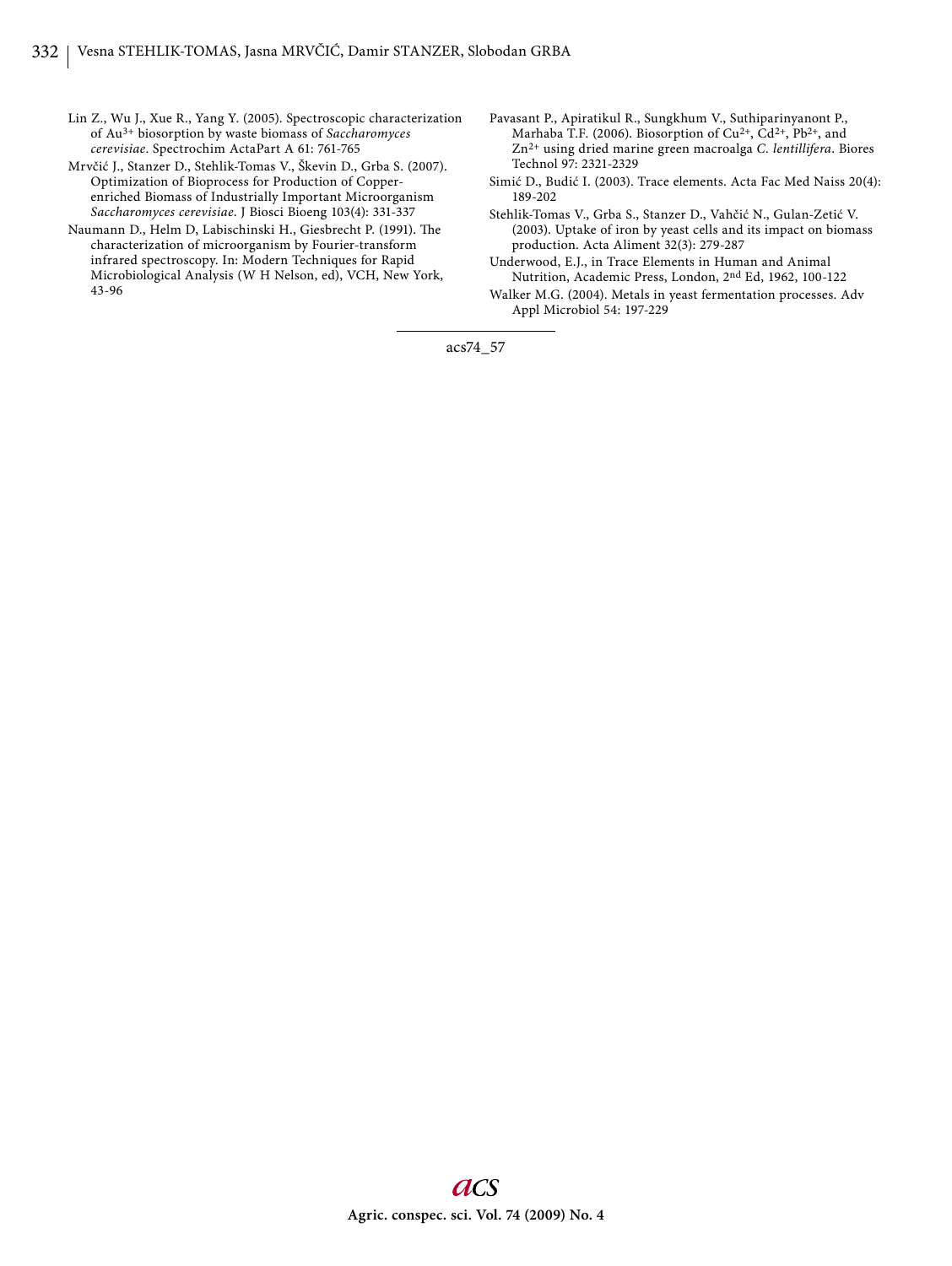Lin Z., Wu J., Xue R., Yang Y. (2005). Spectroscopic characterization of $Au^{3+}$ biosorption by waste biomass of *Saccharomyces cerevisiae*. Spectrochim ActaPart A 61: 761-765

Mrvčić J., Stanzer D., Stehlik-Tomas V., Škevin D., Grba S. (2007). Optimization of Bioprocess for Production of Copper-enriched Biomass of Industrially Important Microorganism *Saccharomyces cerevisiae*. J Biosci Bioeng 103(4): 331-337

Naumann D., Helm D, Labischinski H., Giesbrecht P. (1991). The characterization of microorganism by Fourier-transform infrared spectroscopy. In: Modern Techniques for Rapid Microbiological Analysis (W H Nelson, ed), VCH, New York, 43-96

Pavasant P., Apiratikul R., Sungkhum V., Suthiparinyanont P., Marhaba T.F. (2006). Biosorption of $Cu^{2+}$, $Cd^{2+}$, $Pb^{2+}$, and $Zn^{2+}$ using dried marine green macroalga *C. lentillifera*. Biores Technol 97: 2321-2329

Simić D., Budić I. (2003). Trace elements. Acta Fac Med Naiss 20(4): 189-202

Stehlik-Tomas V., Grba S., Stanzer D., Vahčić N., Gulan-Zetić V. (2003). Uptake of iron by yeast cells and its impact on biomass production. Acta Aliment 32(3): 279-287

Underwood, E.J., in Trace Elements in Human and Animal Nutrition, Academic Press, London, 2nd Ed, 1962, 100-122

Walker M.G. (2004). Metals in yeast fermentation processes. Adv Appl Microbiol 54: 197-229

acs74_57